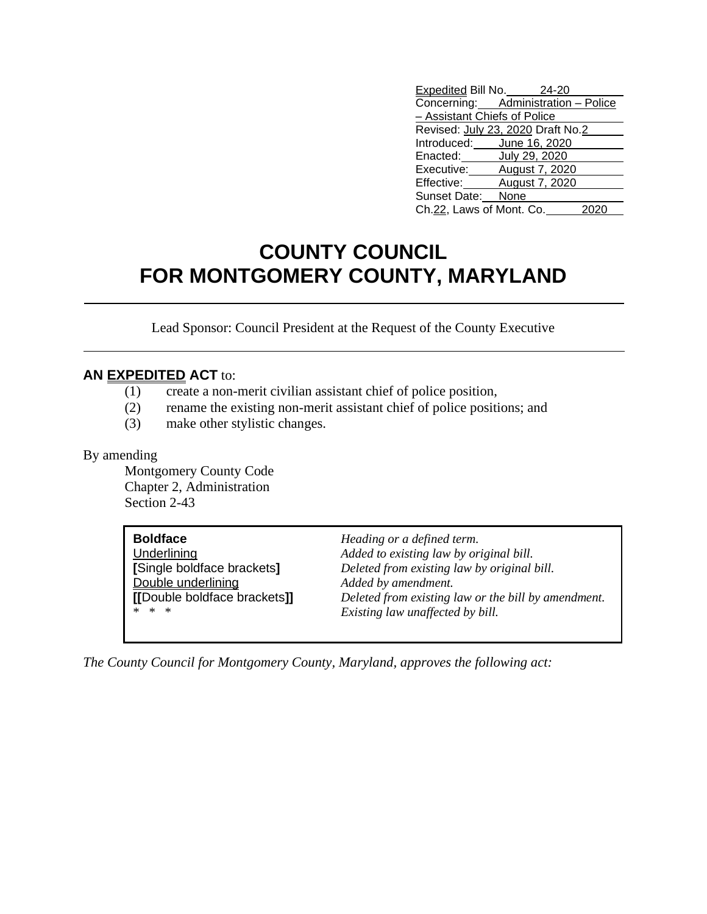Expedited Bill No. 24-20
Concerning: Administration – Police – Assistant Chiefs of Police
Revised: July 23, 2020 Draft No. 2
Introduced: June 16, 2020
Enacted: July 29, 2020
Executive: August 7, 2020
Effective: August 7, 2020
Sunset Date: None
Ch. 22, Laws of Mont. Co. 2020

# COUNTY COUNCIL
# FOR MONTGOMERY COUNTY, MARYLAND

Lead Sponsor: Council President at the Request of the County Executive

**AN EXPEDITED ACT** to:

(1) create a non-merit civilian assistant chief of police position,
(2) rename the existing non-merit assistant chief of police positions; and
(3) make other stylistic changes.

By amending

Montgomery County Code
Chapter 2, Administration
Section 2-43

| | |
|---|---|
| **Boldface** | *Heading or a defined term.* |
| Underlining | *Added to existing law by original bill.* |
| **[**Single boldface brackets**]** | *Deleted from existing law by original bill.* |
| Double underlining | *Added by amendment.* |
| **[[**Double boldface brackets**]]** | *Deleted from existing law or the bill by amendment.* |
| * * * | *Existing law unaffected by bill.* |

*The County Council for Montgomery County, Maryland, approves the following act:*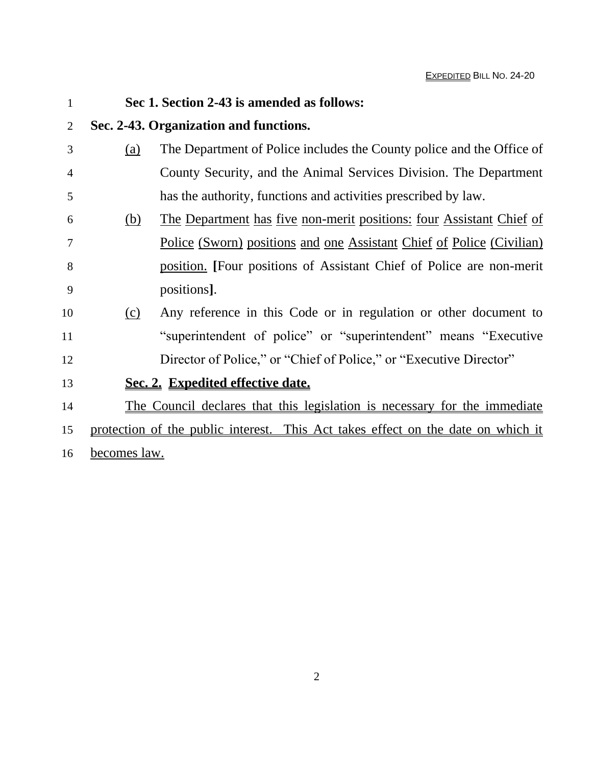**Sec 1. Section 2-43 is amended as follows:**

**Sec. 2-43. Organization and functions.**

(a) The Department of Police includes the County police and the Office of County Security, and the Animal Services Division. The Department has the authority, functions and activities prescribed by law.

(b) The Department has five non-merit positions: four Assistant Chief of Police (Sworn) positions and one Assistant Chief of Police (Civilian) position. **[**Four positions of Assistant Chief of Police are non-merit positions**]**.

(c) Any reference in this Code or in regulation or other document to "superintendent of police" or "superintendent" means "Executive Director of Police," or "Chief of Police," or "Executive Director"

**Sec. 2. Expedited effective date.**

The Council declares that this legislation is necessary for the immediate protection of the public interest. This Act takes effect on the date on which it becomes law.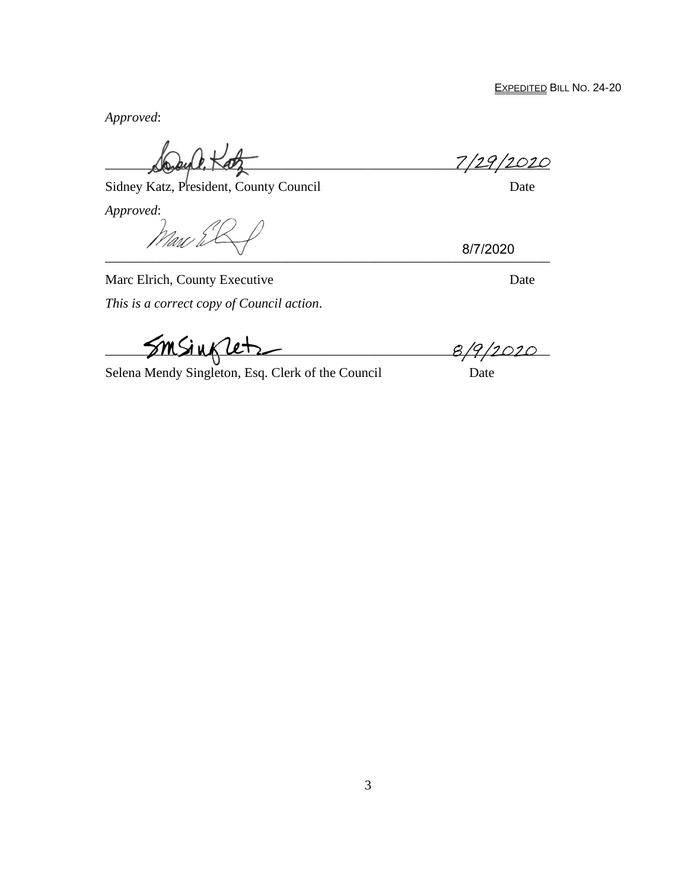*Approved*:

\_\_\_\_\_\_\_\_\_\_\_\_\_\_\_\_\_\_\_\_\_\_\_\_\_\_\_\_\_\_\_\_\_\_\_\_\_\_\_\_\_\_\_\_\_\_\_\_\_\_ 7/29/2020

Sidney Katz, President, County Council Date

*Approved*:

\_\_\_\_\_\_\_\_\_\_\_\_\_\_\_\_\_\_\_\_\_\_\_\_\_\_\_\_\_\_\_\_\_\_\_\_\_\_\_\_\_\_\_\_\_\_\_\_\_\_ 8/7/2020

Marc Elrich, County Executive Date

*This is a correct copy of Council action*.

\_\_\_\_\_\_\_\_\_\_\_\_\_\_\_\_\_\_\_\_\_\_\_\_\_\_\_\_\_\_\_\_\_\_\_\_\_\_\_\_\_\_\_\_\_\_\_\_\_\_ 8/9/2020

Selena Mendy Singleton, Esq. Clerk of the Council Date